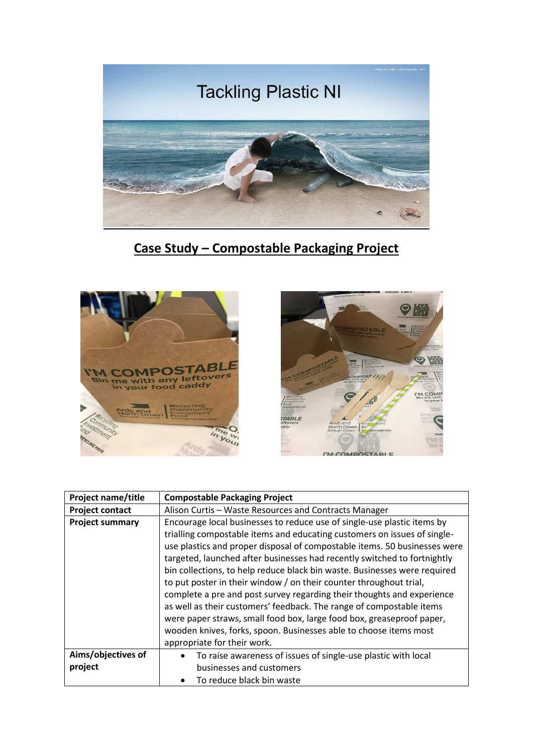# Tackling Plastic NI

## Case Study – Compostable Packaging Project

| Project name/title | Compostable Packaging Project |
| --- | --- |
| Project contact | Alison Curtis – Waste Resources and Contracts Manager |
| Project summary | Encourage local businesses to reduce use of single-use plastic items by trialling compostable items and educating customers on issues of single-use plastics and proper disposal of compostable items. 50 businesses were targeted, launched after businesses had recently switched to fortnightly bin collections, to help reduce black bin waste. Businesses were required to put poster in their window / on their counter throughout trial, complete a pre and post survey regarding their thoughts and experience as well as their customers' feedback. The range of compostable items were paper straws, small food box, large food box, greaseproof paper, wooden knives, forks, spoon. Businesses able to choose items most appropriate for their work. |
| Aims/objectives of project | • To raise awareness of issues of single-use plastic with local businesses and customers<br>• To reduce black bin waste |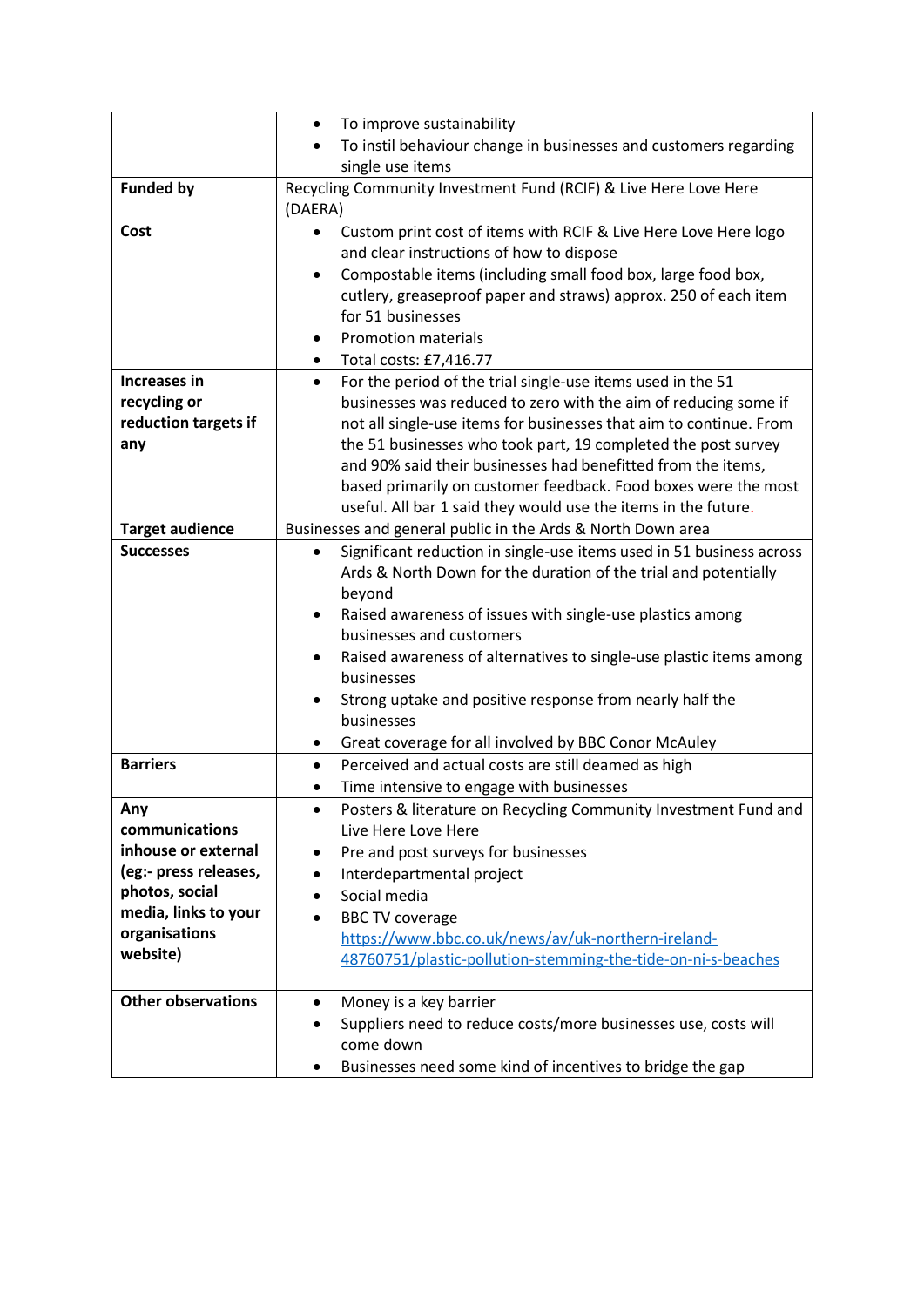| | |
|---|---|
| | • To improve sustainability<br>• To instil behaviour change in businesses and customers regarding single use items |
| **Funded by** | Recycling Community Investment Fund (RCIF) & Live Here Love Here (DAERA) |
| **Cost** | • Custom print cost of items with RCIF & Live Here Love Here logo and clear instructions of how to dispose<br>• Compostable items (including small food box, large food box, cutlery, greaseproof paper and straws) approx. 250 of each item for 51 businesses<br>• Promotion materials<br>• Total costs: £7,416.77 |
| **Increases in recycling or reduction targets if any** | • For the period of the trial single-use items used in the 51 businesses was reduced to zero with the aim of reducing some if not all single-use items for businesses that aim to continue. From the 51 businesses who took part, 19 completed the post survey and 90% said their businesses had benefitted from the items, based primarily on customer feedback. Food boxes were the most useful. All bar 1 said they would use the items in the future. |
| **Target audience** | Businesses and general public in the Ards & North Down area |
| **Successes** | • Significant reduction in single-use items used in 51 business across Ards & North Down for the duration of the trial and potentially beyond<br>• Raised awareness of issues with single-use plastics among businesses and customers<br>• Raised awareness of alternatives to single-use plastic items among businesses<br>• Strong uptake and positive response from nearly half the businesses<br>• Great coverage for all involved by BBC Conor McAuley |
| **Barriers** | • Perceived and actual costs are still deemed as high<br>• Time intensive to engage with businesses |
| **Any communications inhouse or external (eg:- press releases, photos, social media, links to your organisations website)** | • Posters & literature on Recycling Community Investment Fund and Live Here Love Here<br>• Pre and post surveys for businesses<br>• Interdepartmental project<br>• Social media<br>• BBC TV coverage https://www.bbc.co.uk/news/av/uk-northern-ireland-48760751/plastic-pollution-stemming-the-tide-on-ni-s-beaches |
| **Other observations** | • Money is a key barrier<br>• Suppliers need to reduce costs/more businesses use, costs will come down<br>• Businesses need some kind of incentives to bridge the gap |